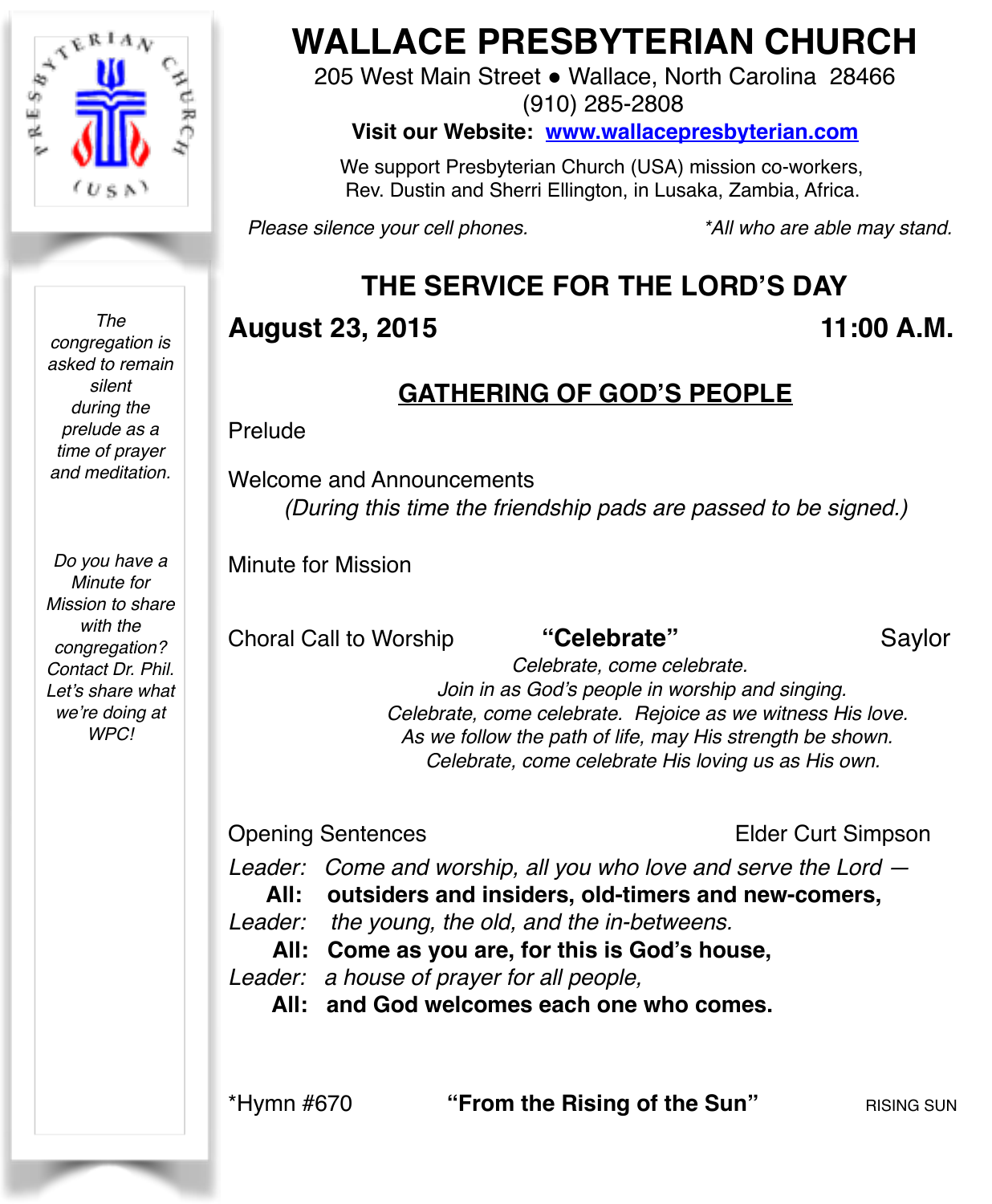# WALLACE PRESBYTERIAN CHURCH

205 West Main Street ● Wallace, North Carolina 28466
(910) 285-2808

**Visit our Website: www.wallacepresbyterian.com**

We support Presbyterian Church (USA) mission co-workers,
Rev. Dustin and Sherri Ellington, in Lusaka, Zambia, Africa.

*Please silence your cell phones.* *\*All who are able may stand.*

*The congregation is asked to remain silent during the prelude as a time of prayer and meditation.*

*Do you have a Minute for Mission to share with the congregation? Contact Dr. Phil. Let's share what we're doing at WPC!*

## THE SERVICE FOR THE LORD'S DAY

**August 23, 2015** **11:00 A.M.**

### GATHERING OF GOD'S PEOPLE

Prelude

Welcome and Announcements

*(During this time the friendship pads are passed to be signed.)*

Minute for Mission

Choral Call to Worship **"Celebrate"** Saylor

*Celebrate, come celebrate.*
*Join in as God's people in worship and singing.*
*Celebrate, come celebrate. Rejoice as we witness His love.*
*As we follow the path of life, may His strength be shown.*
*Celebrate, come celebrate His loving us as His own.*

Opening Sentences Elder Curt Simpson

*Leader: Come and worship, all you who love and serve the Lord —*
**All: outsiders and insiders, old-timers and new-comers,**
*Leader: the young, the old, and the in-betweens.*
**All: Come as you are, for this is God's house,**
*Leader: a house of prayer for all people,*
**All: and God welcomes each one who comes.**

\*Hymn #670 **"From the Rising of the Sun"** RISING SUN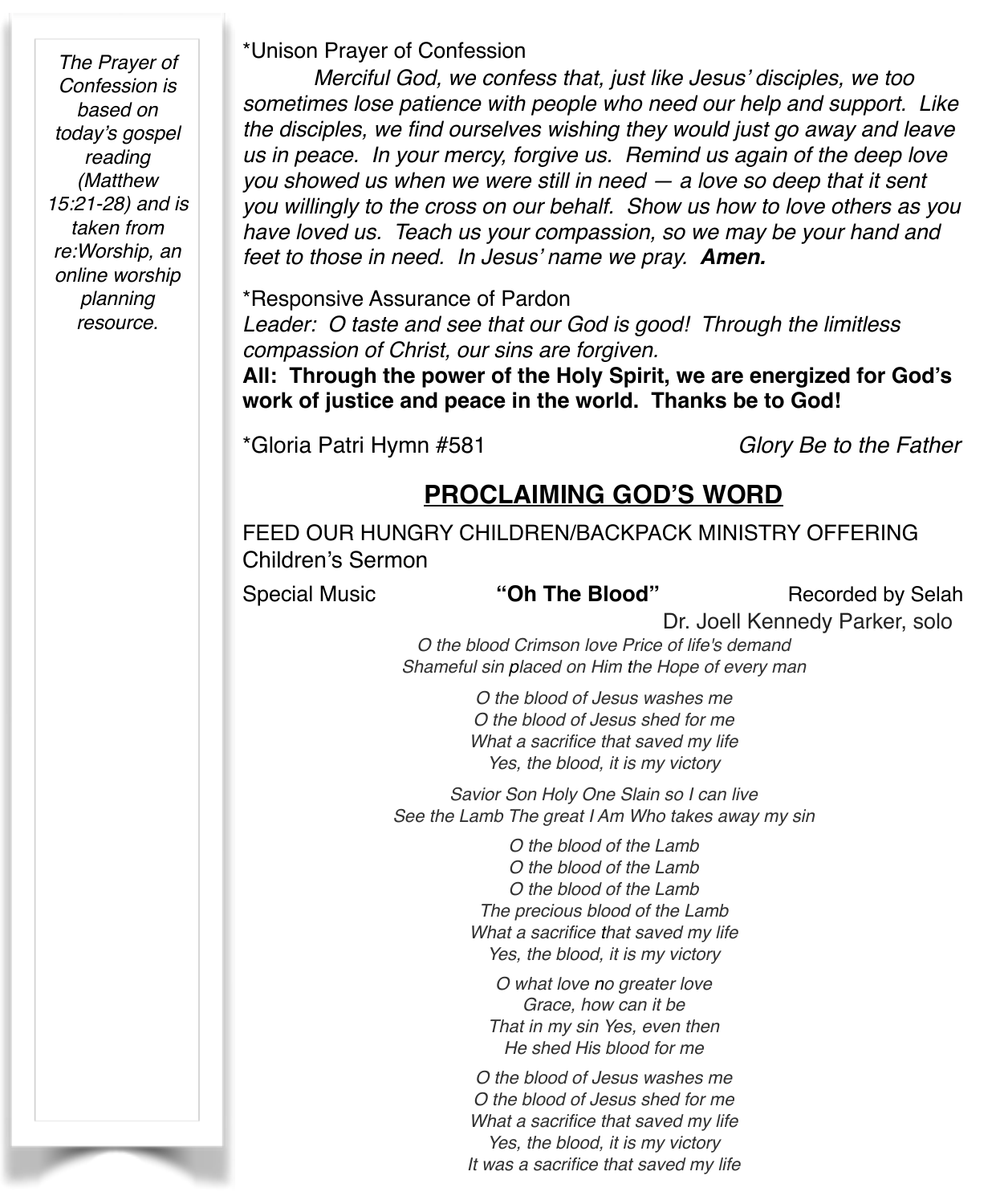*The Prayer of Confession is based on today's gospel reading (Matthew 15:21-28) and is taken from re:Worship, an online worship planning resource.*

*Unison Prayer of Confession

*Merciful God, we confess that, just like Jesus' disciples, we too sometimes lose patience with people who need our help and support. Like the disciples, we find ourselves wishing they would just go away and leave us in peace. In your mercy, forgive us. Remind us again of the deep love you showed us when we were still in need — a love so deep that it sent you willingly to the cross on our behalf. Show us how to love others as you have loved us. Teach us your compassion, so we may be your hand and feet to those in need. In Jesus' name we pray.* ***Amen.***

*Responsive Assurance of Pardon

*Leader: O taste and see that our God is good! Through the limitless compassion of Christ, our sins are forgiven.*

**All: Through the power of the Holy Spirit, we are energized for God's work of justice and peace in the world. Thanks be to God!**

*Gloria Patri Hymn #581 *Glory Be to the Father*

## PROCLAIMING GOD'S WORD

FEED OUR HUNGRY CHILDREN/BACKPACK MINISTRY OFFERING

Children's Sermon

Special Music **"Oh The Blood"** Recorded by Selah

Dr. Joell Kennedy Parker, solo

*O the blood Crimson love Price of life's demand*
*Shameful sin placed on Him the Hope of every man*

*O the blood of Jesus washes me*
*O the blood of Jesus shed for me*
*What a sacrifice that saved my life*
*Yes, the blood, it is my victory*

*Savior Son Holy One Slain so I can live*
*See the Lamb The great I Am Who takes away my sin*

*O the blood of the Lamb*
*O the blood of the Lamb*
*O the blood of the Lamb*
*The precious blood of the Lamb*
*What a sacrifice that saved my life*
*Yes, the blood, it is my victory*

*O what love no greater love*
*Grace, how can it be*
*That in my sin Yes, even then*
*He shed His blood for me*

*O the blood of Jesus washes me*
*O the blood of Jesus shed for me*
*What a sacrifice that saved my life*
*Yes, the blood, it is my victory*
*It was a sacrifice that saved my life*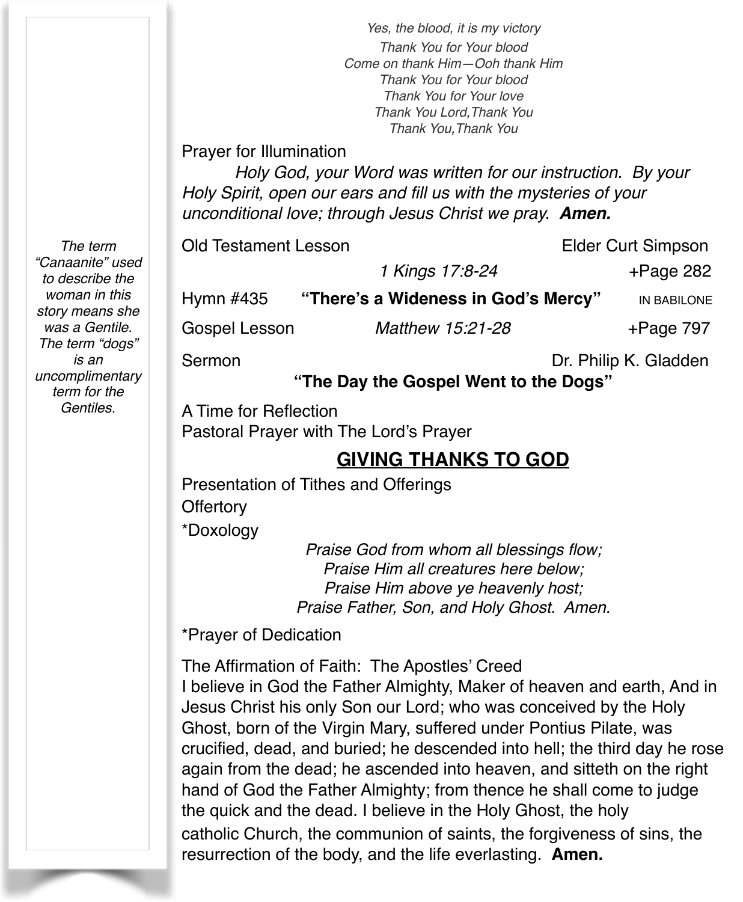*Yes, the blood, it is my victory*
*Thank You for Your blood*
*Come on thank Him—Ooh thank Him*
*Thank You for Your blood*
*Thank You for Your love*
*Thank You Lord,Thank You*
*Thank You,Thank You*

Prayer for Illumination

*Holy God, your Word was written for our instruction. By your Holy Spirit, open our ears and fill us with the mysteries of your unconditional love; through Jesus Christ we pray.* ***Amen.***

*The term "Canaanite" used to describe the woman in this story means she was a Gentile. The term "dogs" is an uncomplimentary term for the Gentiles.*

Old Testament Lesson — Elder Curt Simpson

*1 Kings 17:8-24* — +Page 282

Hymn #435 **"There's a Wideness in God's Mercy"** IN BABILONE

Gospel Lesson *Matthew 15:21-28* — +Page 797

Sermon — Dr. Philip K. Gladden

**"The Day the Gospel Went to the Dogs"**

A Time for Reflection
Pastoral Prayer with The Lord's Prayer

## GIVING THANKS TO GOD

Presentation of Tithes and Offerings

Offertory

*Doxology

*Praise God from whom all blessings flow;*
*Praise Him all creatures here below;*
*Praise Him above ye heavenly host;*
*Praise Father, Son, and Holy Ghost. Amen.*

*Prayer of Dedication

The Affirmation of Faith: The Apostles' Creed
I believe in God the Father Almighty, Maker of heaven and earth, And in Jesus Christ his only Son our Lord; who was conceived by the Holy Ghost, born of the Virgin Mary, suffered under Pontius Pilate, was crucified, dead, and buried; he descended into hell; the third day he rose again from the dead; he ascended into heaven, and sitteth on the right hand of God the Father Almighty; from thence he shall come to judge the quick and the dead. I believe in the Holy Ghost, the holy catholic Church, the communion of saints, the forgiveness of sins, the resurrection of the body, and the life everlasting. **Amen.**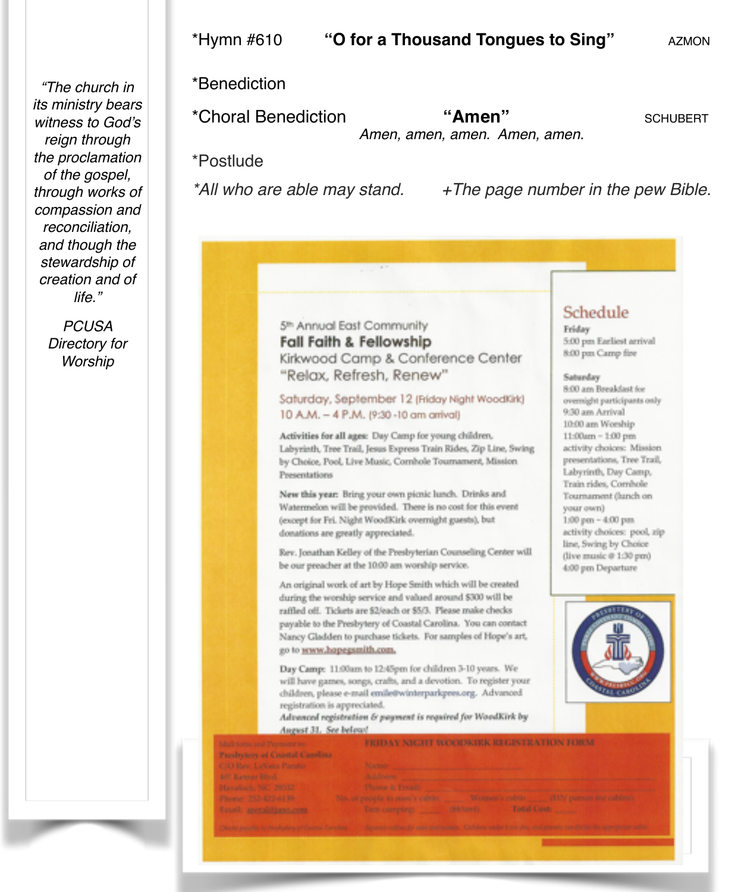*"The church in its ministry bears witness to God's reign through the proclamation of the gospel, through works of compassion and reconciliation, and though the stewardship of creation and of life."*

*PCUSA Directory for Worship*

*Hymn #610 **"O for a Thousand Tongues to Sing"** AZMON

*Benediction

*Choral Benediction **"Amen"** SCHUBERT

*Amen, amen, amen. Amen, amen.*

*Postlude

*\*All who are able may stand. +The page number in the pew Bible.*

5th Annual East Community

**Fall Faith & Fellowship**

Kirkwood Camp & Conference Center

"Relax, Refresh, Renew"

Saturday, September 12 (Friday Night WoodKirk)
10 A.M. – 4 P.M. (9:30 -10 am arrival)

**Activities for all ages:** Day Camp for young children, Labyrinth, Tree Trail, Jesus Express Train Rides, Zip Line, Swing by Choice, Pool, Live Music, Cornhole Tournament, Mission Presentations

**New this year:** Bring your own picnic lunch. Drinks and Watermelon will be provided. There is no cost for this event (except for Fri. Night WoodKirk overnight guests), but donations are greatly appreciated.

Rev. Jonathan Kelley of the Presbyterian Counseling Center will be our preacher at the 10:00 am worship service.

An original work of art by Hope Smith which will be created during the worship service and valued around $300 will be raffled off. Tickets are $2/each or $5/3. Please make checks payable to the Presbytery of Coastal Carolina. You can contact Nancy Gladden to purchase tickets. For samples of Hope's art, go to www.hopegsmith.com.

**Day Camp:** 11:00am to 12:45pm for children 3-10 years. We will have games, songs, crafts, and a devotion. To register your children, please e-mail emilie@winterparkpres.org. Advanced registration is appreciated.

***Advanced registration & payment is required for WoodKirk by August 31. See below!***

## Schedule

**Friday**
5:00 pm Earliest arrival
8:00 pm Camp fire

**Saturday**
8:00 am Breakfast for overnight participants only
9:30 am Arrival
10:00 am Worship
11:00am – 1:00 pm activity choices: Mission presentations, Tree Trail, Labyrinth, Day Camp, Train rides, Cornhole Tournament (lunch on your own)
1:00 pm – 4:00 pm activity choices: pool, zip line, Swing by Choice (live music @ 1:30 pm)
4:00 pm Departure

**FRIDAY NIGHT WOODKIRK REGISTRATION FORM**

Mail form and Payment to:
Presbytery of Coastal Carolina
C/O Rev. LeVern Parato
407 Ketner Blvd.
Havelock, NC 28532
Phone: 252-422-6130
Email: 

Name: ____
Address: ____
Phone & Email: ____
No. of people in men's cabin: ____ Women's cabin: ____ ($15/ person for cabins)
Tent camping: ____ ($6/tent) Total Cost: ____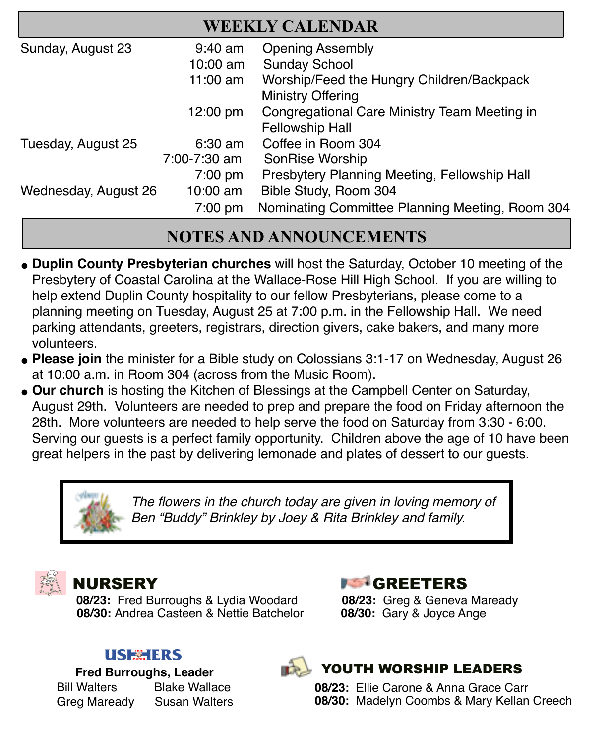## WEEKLY CALENDAR

| | | |
|---|---|---|
| Sunday, August 23 | 9:40 am | Opening Assembly |
| | 10:00 am | Sunday School |
| | 11:00 am | Worship/Feed the Hungry Children/Backpack Ministry Offering |
| | 12:00 pm | Congregational Care Ministry Team Meeting in Fellowship Hall |
| Tuesday, August 25 | 6:30 am | Coffee in Room 304 |
| | 7:00-7:30 am | SonRise Worship |
| | 7:00 pm | Presbytery Planning Meeting, Fellowship Hall |
| Wednesday, August 26 | 10:00 am | Bible Study, Room 304 |
| | 7:00 pm | Nominating Committee Planning Meeting, Room 304 |

## NOTES AND ANNOUNCEMENTS

- **Duplin County Presbyterian churches** will host the Saturday, October 10 meeting of the Presbytery of Coastal Carolina at the Wallace-Rose Hill High School. If you are willing to help extend Duplin County hospitality to our fellow Presbyterians, please come to a planning meeting on Tuesday, August 25 at 7:00 p.m. in the Fellowship Hall. We need parking attendants, greeters, registrars, direction givers, cake bakers, and many more volunteers.
- **Please join** the minister for a Bible study on Colossians 3:1-17 on Wednesday, August 26 at 10:00 a.m. in Room 304 (across from the Music Room).
- **Our church** is hosting the Kitchen of Blessings at the Campbell Center on Saturday, August 29th. Volunteers are needed to prep and prepare the food on Friday afternoon the 28th. More volunteers are needed to help serve the food on Saturday from 3:30 - 6:00. Serving our guests is a perfect family opportunity. Children above the age of 10 have been great helpers in the past by delivering lemonade and plates of dessert to our guests.

*The flowers in the church today are given in loving memory of Ben "Buddy" Brinkley by Joey & Rita Brinkley and family.*

### NURSERY

**08/23:** Fred Burroughs & Lydia Woodard
**08/30:** Andrea Casteen & Nettie Batchelor

### GREETERS

**08/23:** Greg & Geneva Maready
**08/30:** Gary & Joyce Ange

### USHERS

**Fred Burroughs, Leader**

Bill Walters, Blake Wallace, Greg Maready, Susan Walters

### YOUTH WORSHIP LEADERS

**08/23:** Ellie Carone & Anna Grace Carr
**08/30:** Madelyn Coombs & Mary Kellan Creech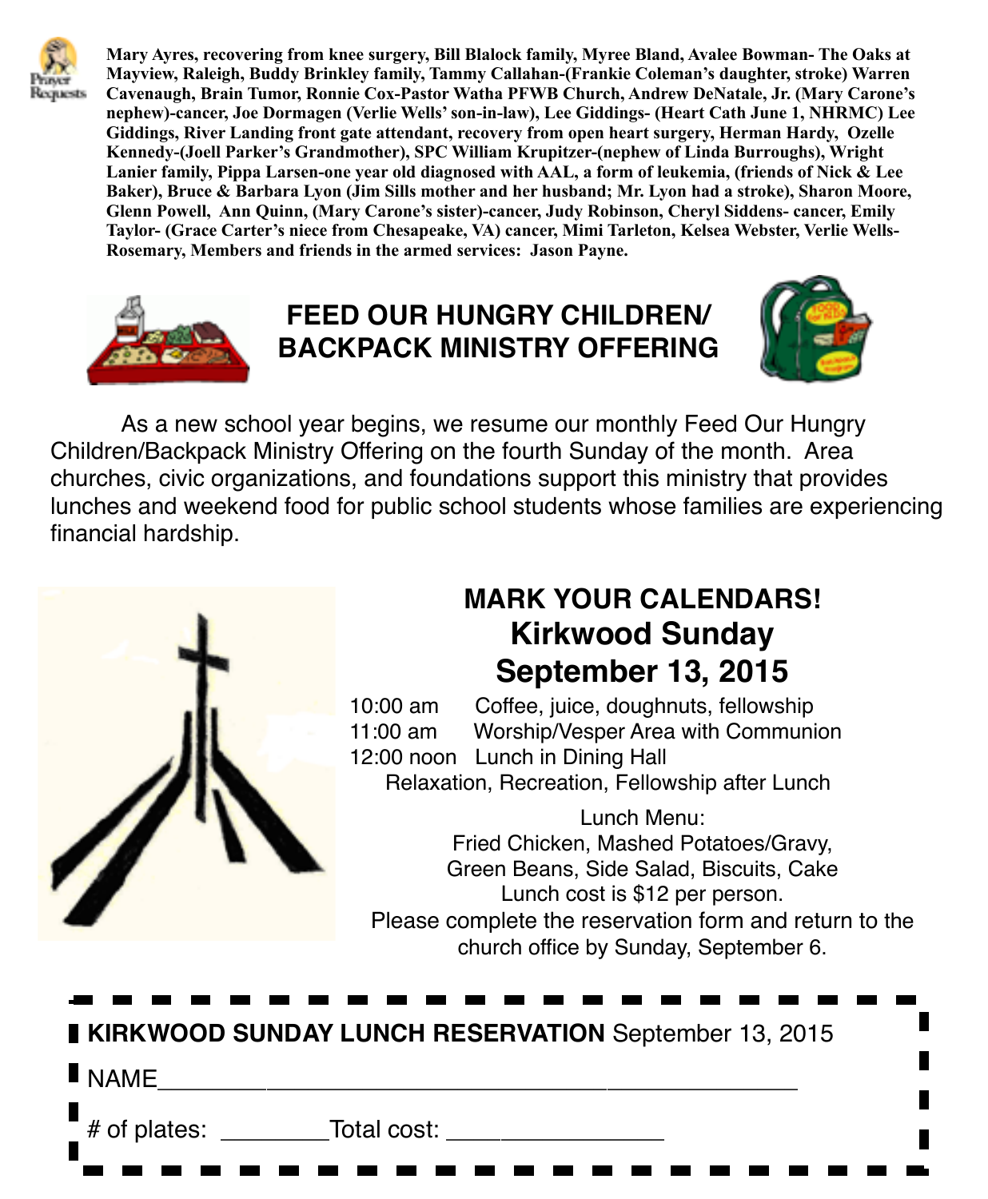**Mary Ayres, recovering from knee surgery, Bill Blalock family, Myree Bland, Avalee Bowman- The Oaks at Mayview, Raleigh, Buddy Brinkley family, Tammy Callahan-(Frankie Coleman's daughter, stroke) Warren Cavenaugh, Brain Tumor, Ronnie Cox-Pastor Watha PFWB Church, Andrew DeNatale, Jr. (Mary Carone's nephew)-cancer, Joe Dormagen (Verlie Wells' son-in-law), Lee Giddings- (Heart Cath June 1, NHRMC) Lee Giddings, River Landing front gate attendant, recovery from open heart surgery, Herman Hardy, Ozelle Kennedy-(Joell Parker's Grandmother), SPC William Krupitzer-(nephew of Linda Burroughs), Wright Lanier family, Pippa Larsen-one year old diagnosed with AAL, a form of leukemia, (friends of Nick & Lee Baker), Bruce & Barbara Lyon (Jim Sills mother and her husband; Mr. Lyon had a stroke), Sharon Moore, Glenn Powell, Ann Quinn, (Mary Carone's sister)-cancer, Judy Robinson, Cheryl Siddens- cancer, Emily Taylor- (Grace Carter's niece from Chesapeake, VA) cancer, Mimi Tarleton, Kelsea Webster, Verlie Wells-Rosemary, Members and friends in the armed services: Jason Payne.**

## FEED OUR HUNGRY CHILDREN/ BACKPACK MINISTRY OFFERING

As a new school year begins, we resume our monthly Feed Our Hungry Children/Backpack Ministry Offering on the fourth Sunday of the month. Area churches, civic organizations, and foundations support this ministry that provides lunches and weekend food for public school students whose families are experiencing financial hardship.

## MARK YOUR CALENDARS!
## Kirkwood Sunday
## September 13, 2015

10:00 am Coffee, juice, doughnuts, fellowship
11:00 am Worship/Vesper Area with Communion
12:00 noon Lunch in Dining Hall
Relaxation, Recreation, Fellowship after Lunch

Lunch Menu:
Fried Chicken, Mashed Potatoes/Gravy,
Green Beans, Side Salad, Biscuits, Cake
Lunch cost is $12 per person.
Please complete the reservation form and return to the church office by Sunday, September 6.

**KIRKWOOD SUNDAY LUNCH RESERVATION** September 13, 2015

NAME_______________________________________________

# of plates: ________Total cost: ________________